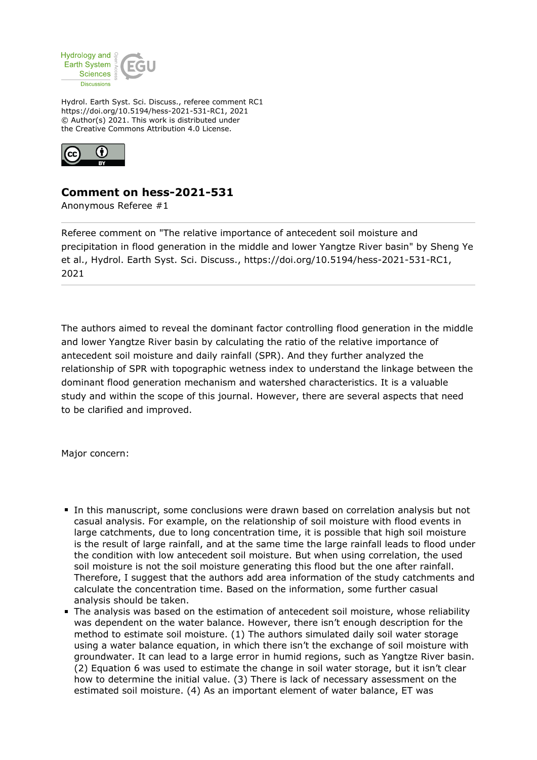Hydrol. Earth Syst. Sci. Discuss., referee comment RC1
https://doi.org/10.5194/hess-2021-531-RC1, 2021
© Author(s) 2021. This work is distributed under
the Creative Commons Attribution 4.0 License.

## Comment on hess-2021-531

Anonymous Referee #1

---

Referee comment on "The relative importance of antecedent soil moisture and precipitation in flood generation in the middle and lower Yangtze River basin" by Sheng Ye et al., Hydrol. Earth Syst. Sci. Discuss., https://doi.org/10.5194/hess-2021-531-RC1, 2021

---

The authors aimed to reveal the dominant factor controlling flood generation in the middle and lower Yangtze River basin by calculating the ratio of the relative importance of antecedent soil moisture and daily rainfall (SPR). And they further analyzed the relationship of SPR with topographic wetness index to understand the linkage between the dominant flood generation mechanism and watershed characteristics. It is a valuable study and within the scope of this journal. However, there are several aspects that need to be clarified and improved.

Major concern:

- In this manuscript, some conclusions were drawn based on correlation analysis but not casual analysis. For example, on the relationship of soil moisture with flood events in large catchments, due to long concentration time, it is possible that high soil moisture is the result of large rainfall, and at the same time the large rainfall leads to flood under the condition with low antecedent soil moisture. But when using correlation, the used soil moisture is not the soil moisture generating this flood but the one after rainfall. Therefore, I suggest that the authors add area information of the study catchments and calculate the concentration time. Based on the information, some further casual analysis should be taken.
- The analysis was based on the estimation of antecedent soil moisture, whose reliability was dependent on the water balance. However, there isn't enough description for the method to estimate soil moisture. (1) The authors simulated daily soil water storage using a water balance equation, in which there isn't the exchange of soil moisture with groundwater. It can lead to a large error in humid regions, such as Yangtze River basin. (2) Equation 6 was used to estimate the change in soil water storage, but it isn't clear how to determine the initial value. (3) There is lack of necessary assessment on the estimated soil moisture. (4) As an important element of water balance, ET was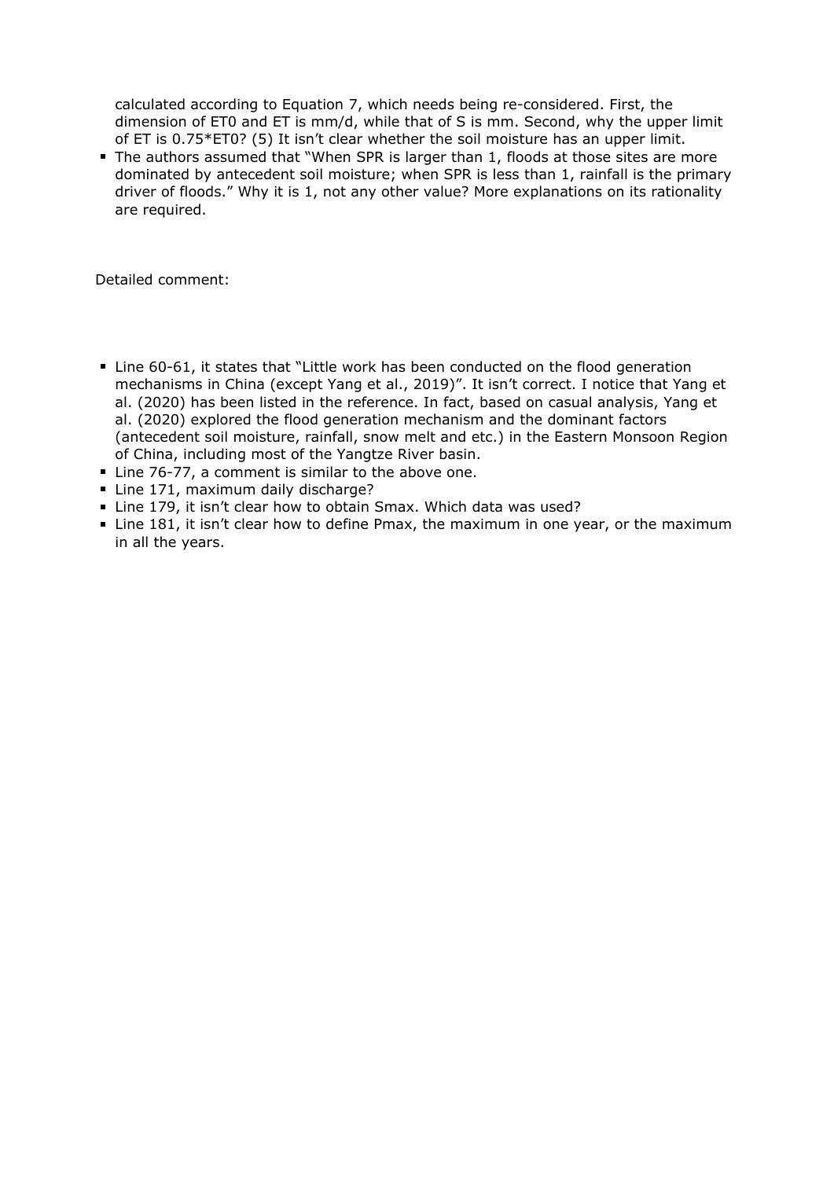calculated according to Equation 7, which needs being re-considered. First, the dimension of $ET_0$ and ET is mm/d, while that of S is mm. Second, why the upper limit of ET is $0.75*ET_0$? (5) It isn't clear whether the soil moisture has an upper limit.

- The authors assumed that "When SPR is larger than 1, floods at those sites are more dominated by antecedent soil moisture; when SPR is less than 1, rainfall is the primary driver of floods." Why it is 1, not any other value? More explanations on its rationality are required.

Detailed comment:

- Line 60-61, it states that "Little work has been conducted on the flood generation mechanisms in China (except Yang et al., 2019)". It isn't correct. I notice that Yang et al. (2020) has been listed in the reference. In fact, based on casual analysis, Yang et al. (2020) explored the flood generation mechanism and the dominant factors (antecedent soil moisture, rainfall, snow melt and etc.) in the Eastern Monsoon Region of China, including most of the Yangtze River basin.
- Line 76-77, a comment is similar to the above one.
- Line 171, maximum daily discharge?
- Line 179, it isn't clear how to obtain $S_{max}$. Which data was used?
- Line 181, it isn't clear how to define $P_{max}$, the maximum in one year, or the maximum in all the years.